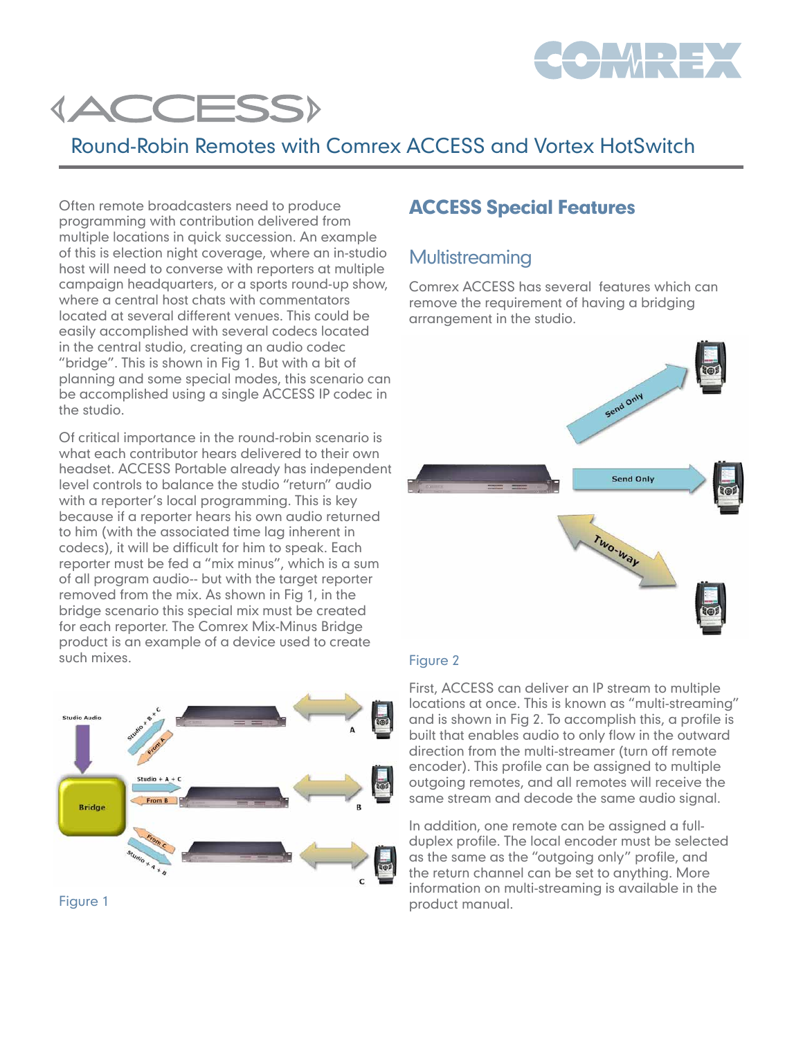# ACCESS

## Round-Robin Remotes with Comrex ACCESS and Vortex HotSwitch

Often remote broadcasters need to produce programming with contribution delivered from multiple locations in quick succession. An example of this is election night coverage, where an in-studio host will need to converse with reporters at multiple campaign headquarters, or a sports round-up show, where a central host chats with commentators located at several different venues. This could be easily accomplished with several codecs located in the central studio, creating an audio codec "bridge". This is shown in Fig 1. But with a bit of planning and some special modes, this scenario can be accomplished using a single ACCESS IP codec in the studio.

Of critical importance in the round-robin scenario is what each contributor hears delivered to their own headset. ACCESS Portable already has independent level controls to balance the studio "return" audio with a reporter's local programming. This is key because if a reporter hears his own audio returned to him (with the associated time lag inherent in codecs), it will be difficult for him to speak. Each reporter must be fed a "mix minus", which is a sum of all program audio-- but with the target reporter removed from the mix. As shown in Fig 1, in the bridge scenario this special mix must be created for each reporter. The Comrex Mix-Minus Bridge product is an example of a device used to create such mixes.

Figure 1

## ACCESS Special Features

### Multistreaming

Comrex ACCESS has several features which can remove the requirement of having a bridging arrangement in the studio.

Figure 2

First, ACCESS can deliver an IP stream to multiple locations at once. This is known as "multi-streaming" and is shown in Fig 2. To accomplish this, a profile is built that enables audio to only flow in the outward direction from the multi-streamer (turn off remote encoder). This profile can be assigned to multiple outgoing remotes, and all remotes will receive the same stream and decode the same audio signal.

In addition, one remote can be assigned a full-duplex profile. The local encoder must be selected as the same as the "outgoing only" profile, and the return channel can be set to anything. More information on multi-streaming is available in the product manual.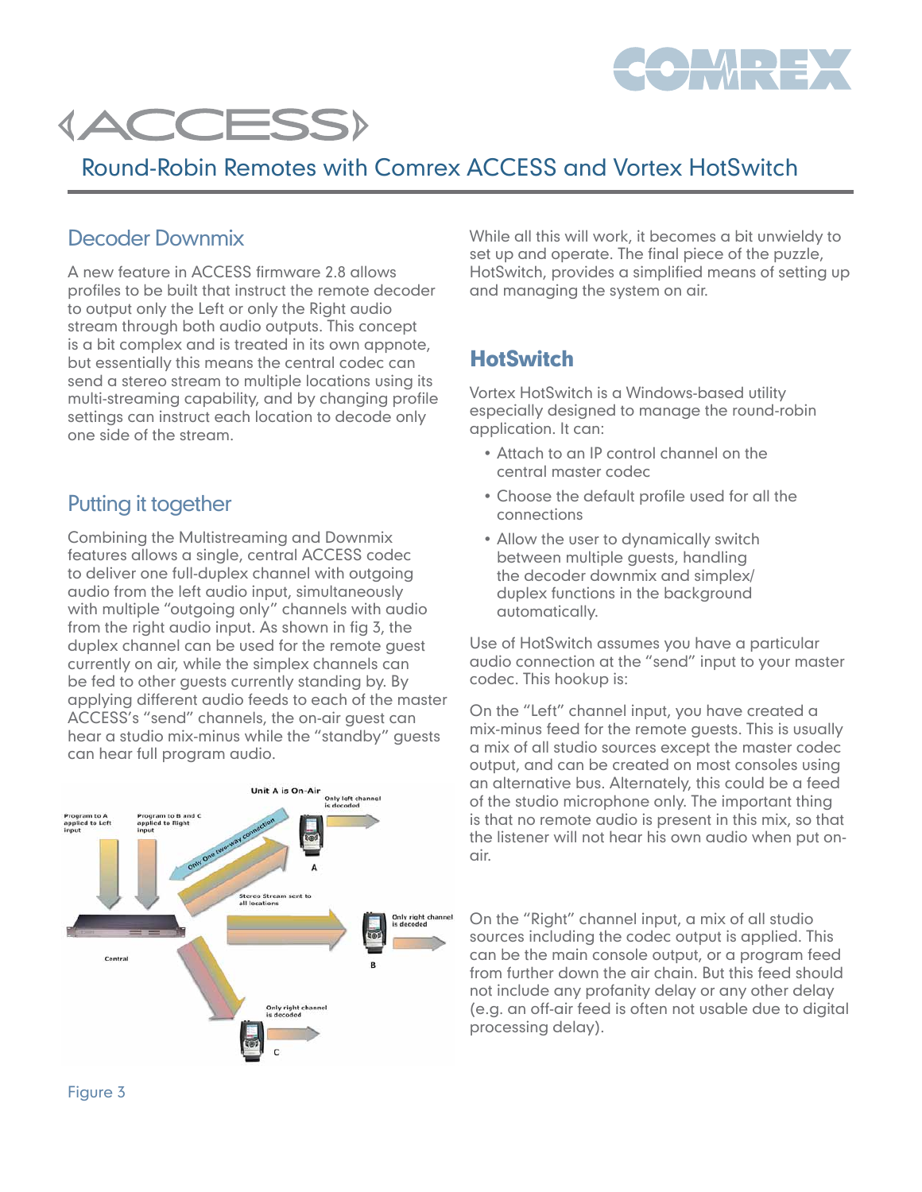## Decoder Downmix

A new feature in ACCESS firmware 2.8 allows profiles to be built that instruct the remote decoder to output only the Left or only the Right audio stream through both audio outputs. This concept is a bit complex and is treated in its own appnote, but essentially this means the central codec can send a stereo stream to multiple locations using its multi-streaming capability, and by changing profile settings can instruct each location to decode only one side of the stream.

## Putting it together

Combining the Multistreaming and Downmix features allows a single, central ACCESS codec to deliver one full-duplex channel with outgoing audio from the left audio input, simultaneously with multiple "outgoing only" channels with audio from the right audio input. As shown in fig 3, the duplex channel can be used for the remote guest currently on air, while the simplex channels can be fed to other guests currently standing by. By applying different audio feeds to each of the master ACCESS's "send" channels, the on-air guest can hear a studio mix-minus while the "standby" guests can hear full program audio.

Figure 3

While all this will work, it becomes a bit unwieldy to set up and operate. The final piece of the puzzle, HotSwitch, provides a simplified means of setting up and managing the system on air.

## HotSwitch

Vortex HotSwitch is a Windows-based utility especially designed to manage the round-robin application. It can:

- Attach to an IP control channel on the central master codec
- Choose the default profile used for all the connections
- Allow the user to dynamically switch between multiple guests, handling the decoder downmix and simplex/duplex functions in the background automatically.

Use of HotSwitch assumes you have a particular audio connection at the "send" input to your master codec. This hookup is:

On the "Left" channel input, you have created a mix-minus feed for the remote guests. This is usually a mix of all studio sources except the master codec output, and can be created on most consoles using an alternative bus. Alternately, this could be a feed of the studio microphone only. The important thing is that no remote audio is present in this mix, so that the listener will not hear his own audio when put on-air.

On the "Right" channel input, a mix of all studio sources including the codec output is applied. This can be the main console output, or a program feed from further down the air chain. But this feed should not include any profanity delay or any other delay (e.g. an off-air feed is often not usable due to digital processing delay).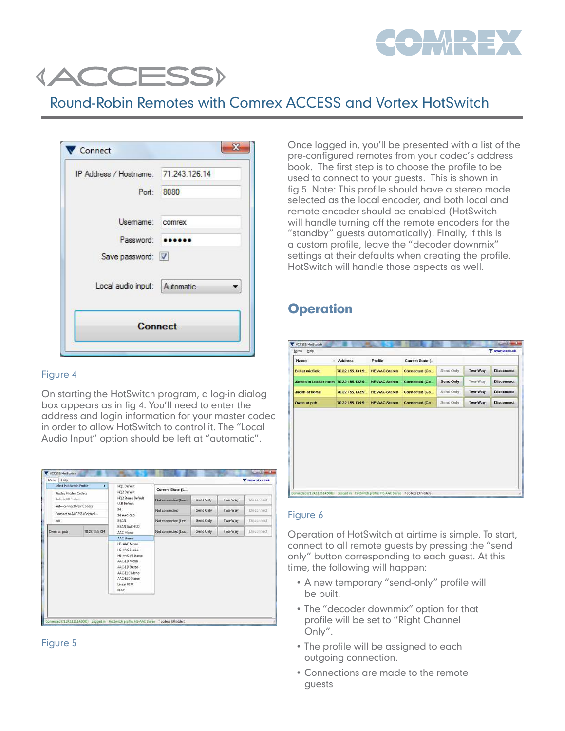# Round-Robin Remotes with Comrex ACCESS and Vortex HotSwitch

Figure 4

On starting the HotSwitch program, a log-in dialog box appears as in fig 4. You'll need to enter the address and login information for your master codec in order to allow HotSwitch to control it. The "Local Audio Input" option should be left at "automatic".

Figure 5

Once logged in, you'll be presented with a list of the pre-configured remotes from your codec's address book. The first step is to choose the profile to be used to connect to your guests. This is shown in fig 5. Note: This profile should have a stereo mode selected as the local encoder, and both local and remote encoder should be enabled (HotSwitch will handle turning off the remote encoders for the "standby" guests automatically). Finally, if this is a custom profile, leave the "decoder downmix" settings at their defaults when creating the profile. HotSwitch will handle those aspects as well.

## Operation

Figure 6

Operation of HotSwitch at airtime is simple. To start, connect to all remote guests by pressing the "send only" button corresponding to each guest. At this time, the following will happen:

- A new temporary "send-only" profile will be built.
- The "decoder downmix" option for that profile will be set to "Right Channel Only".
- The profile will be assigned to each outgoing connection.
- Connections are made to the remote guests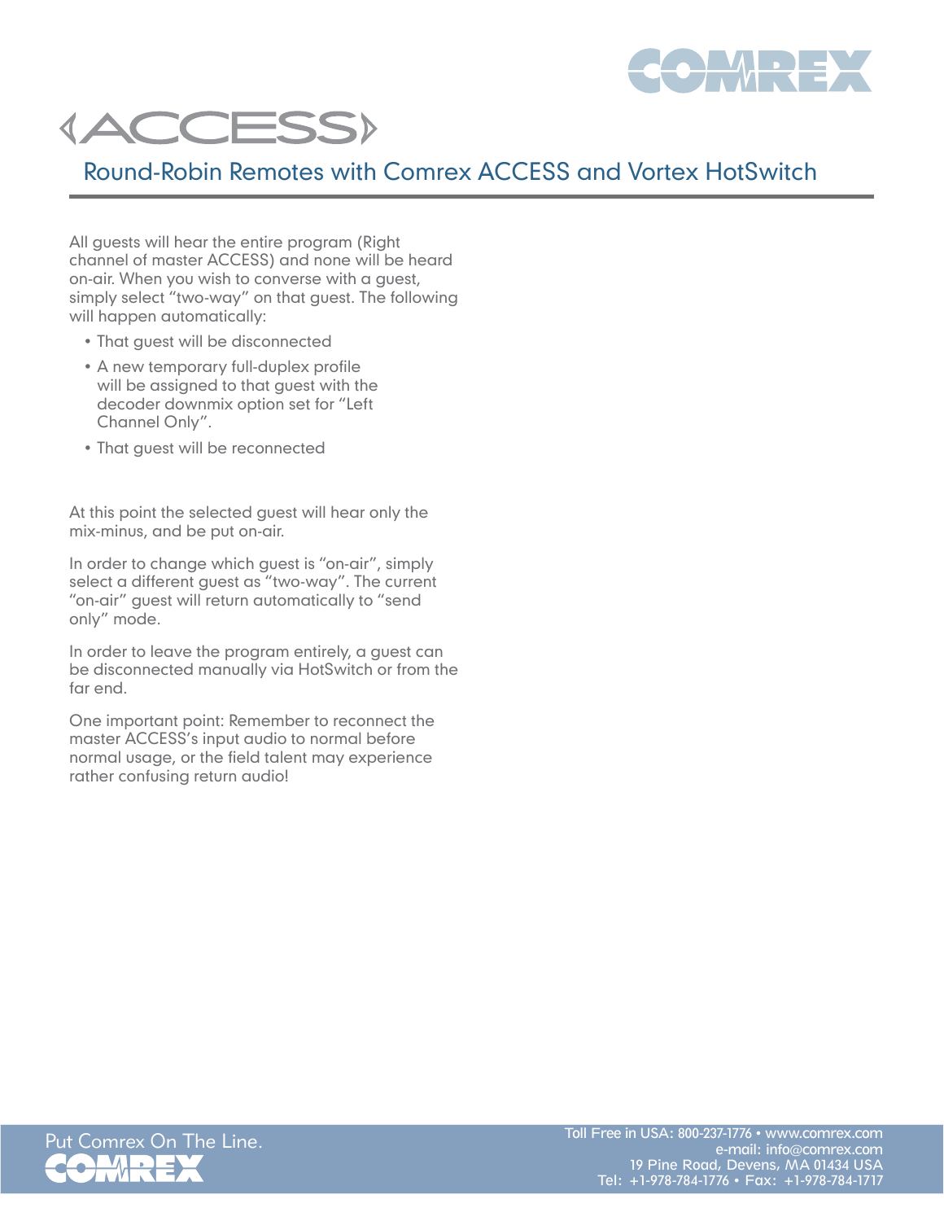All guests will hear the entire program (Right channel of master ACCESS) and none will be heard on-air. When you wish to converse with a guest, simply select "two-way" on that guest. The following will happen automatically:

- That guest will be disconnected
- A new temporary full-duplex profile will be assigned to that guest with the decoder downmix option set for "Left Channel Only".
- That guest will be reconnected

At this point the selected guest will hear only the mix-minus, and be put on-air.

In order to change which guest is "on-air", simply select a different guest as "two-way". The current "on-air" guest will return automatically to "send only" mode.

In order to leave the program entirely, a guest can be disconnected manually via HotSwitch or from the far end.

One important point: Remember to reconnect the master ACCESS's input audio to normal before normal usage, or the field talent may experience rather confusing return audio!